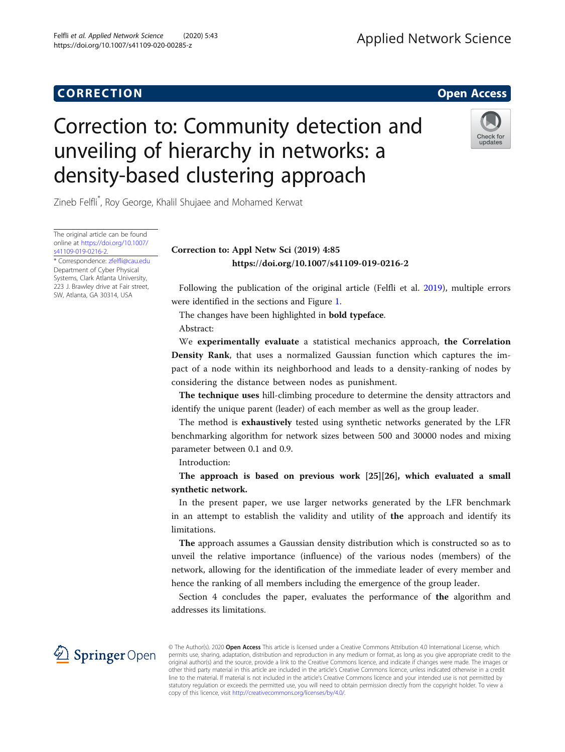**CORRECTION** **Open Access**

# Correction to: Community detection and unveiling of hierarchy in networks: a density-based clustering approach

Zineb Felfli*, Roy George, Khalil Shujaee and Mohamed Kerwat

The original article can be found online at https://doi.org/10.1007/s41109-019-0216-2.

* Correspondence: zfelfli@cau.edu
Department of Cyber Physical Systems, Clark Atlanta University, 223 J. Brawley drive at Fair street, SW, Atlanta, GA 30314, USA

**Correction to: Appl Netw Sci (2019) 4:85**
**https://doi.org/10.1007/s41109-019-0216-2**

Following the publication of the original article (Felfli et al. 2019), multiple errors were identified in the sections and Figure 1.

The changes have been highlighted in **bold typeface**.

Abstract:

We **experimentally evaluate** a statistical mechanics approach, **the Correlation Density Rank**, that uses a normalized Gaussian function which captures the impact of a node within its neighborhood and leads to a density-ranking of nodes by considering the distance between nodes as punishment.

**The technique uses** hill-climbing procedure to determine the density attractors and identify the unique parent (leader) of each member as well as the group leader.

The method is **exhaustively** tested using synthetic networks generated by the LFR benchmarking algorithm for network sizes between 500 and 30000 nodes and mixing parameter between 0.1 and 0.9.

Introduction:

**The approach is based on previous work [25][26], which evaluated a small synthetic network.**

In the present paper, we use larger networks generated by the LFR benchmark in an attempt to establish the validity and utility of **the** approach and identify its limitations.

**The** approach assumes a Gaussian density distribution which is constructed so as to unveil the relative importance (influence) of the various nodes (members) of the network, allowing for the identification of the immediate leader of every member and hence the ranking of all members including the emergence of the group leader.

Section 4 concludes the paper, evaluates the performance of **the** algorithm and addresses its limitations.

© The Author(s). 2020 **Open Access** This article is licensed under a Creative Commons Attribution 4.0 International License, which permits use, sharing, adaptation, distribution and reproduction in any medium or format, as long as you give appropriate credit to the original author(s) and the source, provide a link to the Creative Commons licence, and indicate if changes were made. The images or other third party material in this article are included in the article's Creative Commons licence, unless indicated otherwise in a credit line to the material. If material is not included in the article's Creative Commons licence and your intended use is not permitted by statutory regulation or exceeds the permitted use, you will need to obtain permission directly from the copyright holder. To view a copy of this licence, visit http://creativecommons.org/licenses/by/4.0/.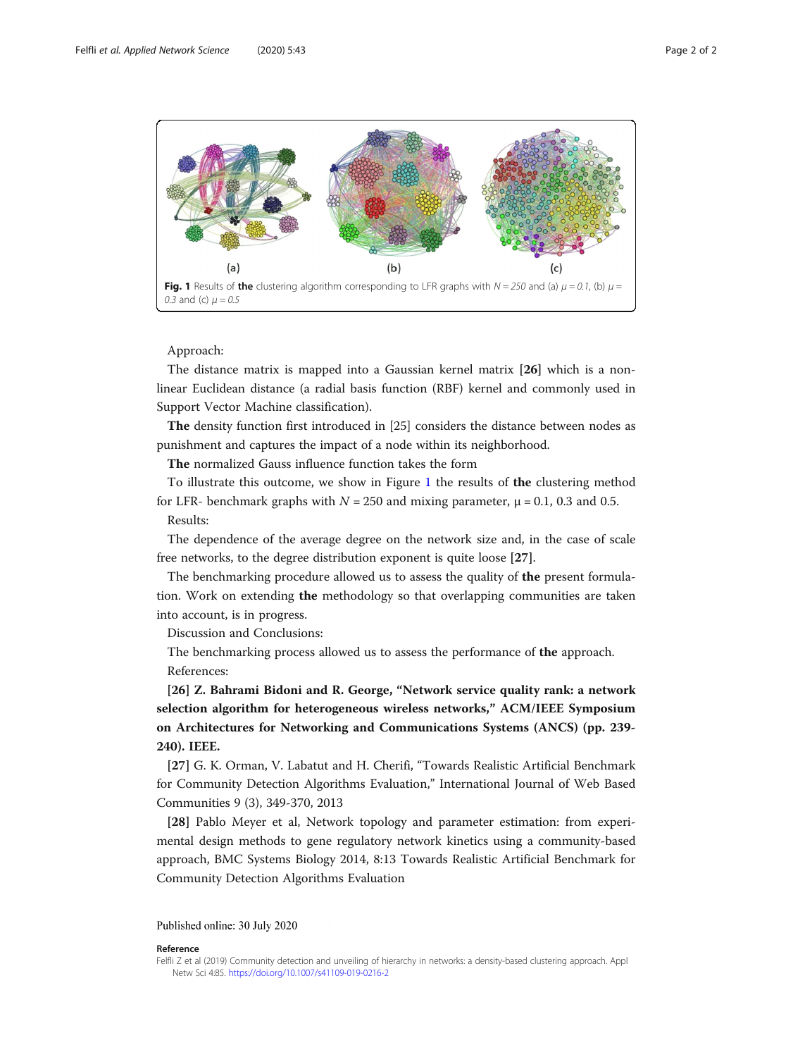(a) (b) (c)

**Fig. 1** Results of **the** clustering algorithm corresponding to LFR graphs with $N = 250$ and (a) $\mu = 0.1$, (b) $\mu = 0.3$ and (c) $\mu = 0.5$

Approach:

The distance matrix is mapped into a Gaussian kernel matrix **[26]** which is a non-linear Euclidean distance (a radial basis function (RBF) kernel and commonly used in Support Vector Machine classification).

**The** density function first introduced in [25] considers the distance between nodes as punishment and captures the impact of a node within its neighborhood.

**The** normalized Gauss influence function takes the form

To illustrate this outcome, we show in Figure 1 the results of **the** clustering method for LFR- benchmark graphs with $N = 250$ and mixing parameter, $\mu = 0.1$, 0.3 and 0.5.

Results:

The dependence of the average degree on the network size and, in the case of scale free networks, to the degree distribution exponent is quite loose **[27]**.

The benchmarking procedure allowed us to assess the quality of **the** present formulation. Work on extending **the** methodology so that overlapping communities are taken into account, is in progress.

Discussion and Conclusions:

The benchmarking process allowed us to assess the performance of **the** approach.

References:

**[26] Z. Bahrami Bidoni and R. George, "Network service quality rank: a network selection algorithm for heterogeneous wireless networks," ACM/IEEE Symposium on Architectures for Networking and Communications Systems (ANCS) (pp. 239-240). IEEE.**

**[27]** G. K. Orman, V. Labatut and H. Cherifi, "Towards Realistic Artificial Benchmark for Community Detection Algorithms Evaluation," International Journal of Web Based Communities 9 (3), 349-370, 2013

**[28]** Pablo Meyer et al, Network topology and parameter estimation: from experimental design methods to gene regulatory network kinetics using a community-based approach, BMC Systems Biology 2014, 8:13 Towards Realistic Artificial Benchmark for Community Detection Algorithms Evaluation

Published online: 30 July 2020

**Reference**

Felfli Z et al (2019) Community detection and unveiling of hierarchy in networks: a density-based clustering approach. Appl Netw Sci 4:85. https://doi.org/10.1007/s41109-019-0216-2